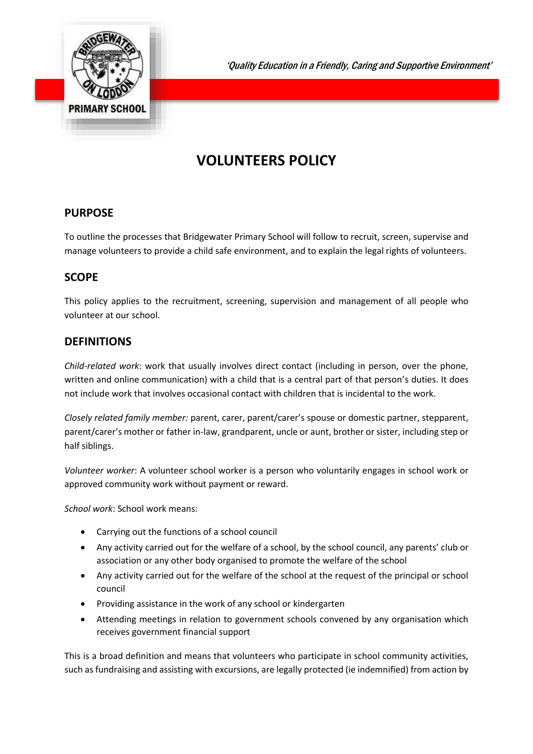*'Quality Education in a Friendly, Caring and Supportive Environment'*

# VOLUNTEERS POLICY

## PURPOSE

To outline the processes that Bridgewater Primary School will follow to recruit, screen, supervise and manage volunteers to provide a child safe environment, and to explain the legal rights of volunteers.

## SCOPE

This policy applies to the recruitment, screening, supervision and management of all people who volunteer at our school.

## DEFINITIONS

*Child-related work*: work that usually involves direct contact (including in person, over the phone, written and online communication) with a child that is a central part of that person's duties. It does not include work that involves occasional contact with children that is incidental to the work.

*Closely related family member:* parent, carer, parent/carer's spouse or domestic partner, stepparent, parent/carer's mother or father in-law, grandparent, uncle or aunt, brother or sister, including step or half siblings.

*Volunteer worker*: A volunteer school worker is a person who voluntarily engages in school work or approved community work without payment or reward.

*School work*: School work means:

- Carrying out the functions of a school council
- Any activity carried out for the welfare of a school, by the school council, any parents' club or association or any other body organised to promote the welfare of the school
- Any activity carried out for the welfare of the school at the request of the principal or school council
- Providing assistance in the work of any school or kindergarten
- Attending meetings in relation to government schools convened by any organisation which receives government financial support

This is a broad definition and means that volunteers who participate in school community activities, such as fundraising and assisting with excursions, are legally protected (ie indemnified) from action by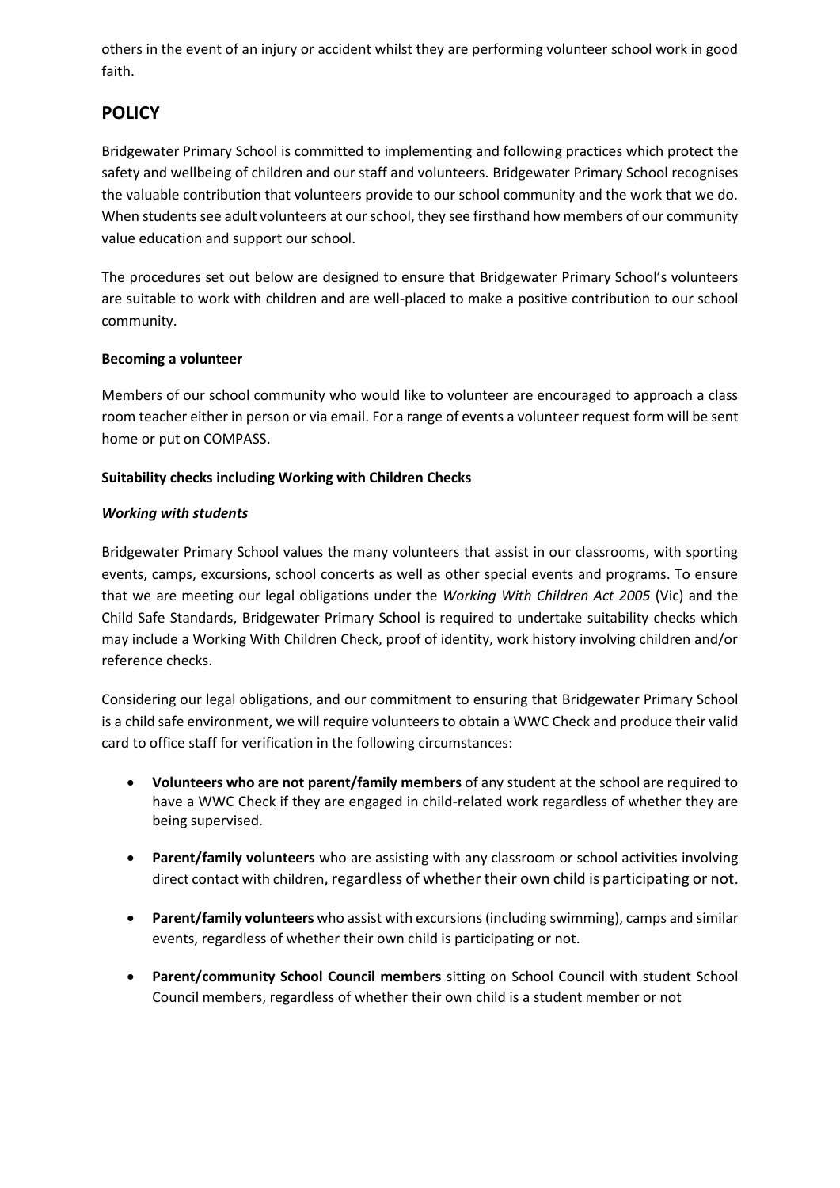others in the event of an injury or accident whilst they are performing volunteer school work in good faith.

## POLICY

Bridgewater Primary School is committed to implementing and following practices which protect the safety and wellbeing of children and our staff and volunteers. Bridgewater Primary School recognises the valuable contribution that volunteers provide to our school community and the work that we do. When students see adult volunteers at our school, they see firsthand how members of our community value education and support our school.

The procedures set out below are designed to ensure that Bridgewater Primary School's volunteers are suitable to work with children and are well-placed to make a positive contribution to our school community.

**Becoming a volunteer**

Members of our school community who would like to volunteer are encouraged to approach a class room teacher either in person or via email. For a range of events a volunteer request form will be sent home or put on COMPASS.

**Suitability checks including Working with Children Checks**

***Working with students***

Bridgewater Primary School values the many volunteers that assist in our classrooms, with sporting events, camps, excursions, school concerts as well as other special events and programs. To ensure that we are meeting our legal obligations under the *Working With Children Act 2005* (Vic) and the Child Safe Standards, Bridgewater Primary School is required to undertake suitability checks which may include a Working With Children Check, proof of identity, work history involving children and/or reference checks.

Considering our legal obligations, and our commitment to ensuring that Bridgewater Primary School is a child safe environment, we will require volunteers to obtain a WWC Check and produce their valid card to office staff for verification in the following circumstances:

- **Volunteers who are <u>not</u> parent/family members** of any student at the school are required to have a WWC Check if they are engaged in child-related work regardless of whether they are being supervised.
- **Parent/family volunteers** who are assisting with any classroom or school activities involving direct contact with children, regardless of whether their own child is participating or not.
- **Parent/family volunteers** who assist with excursions (including swimming), camps and similar events, regardless of whether their own child is participating or not.
- **Parent/community School Council members** sitting on School Council with student School Council members, regardless of whether their own child is a student member or not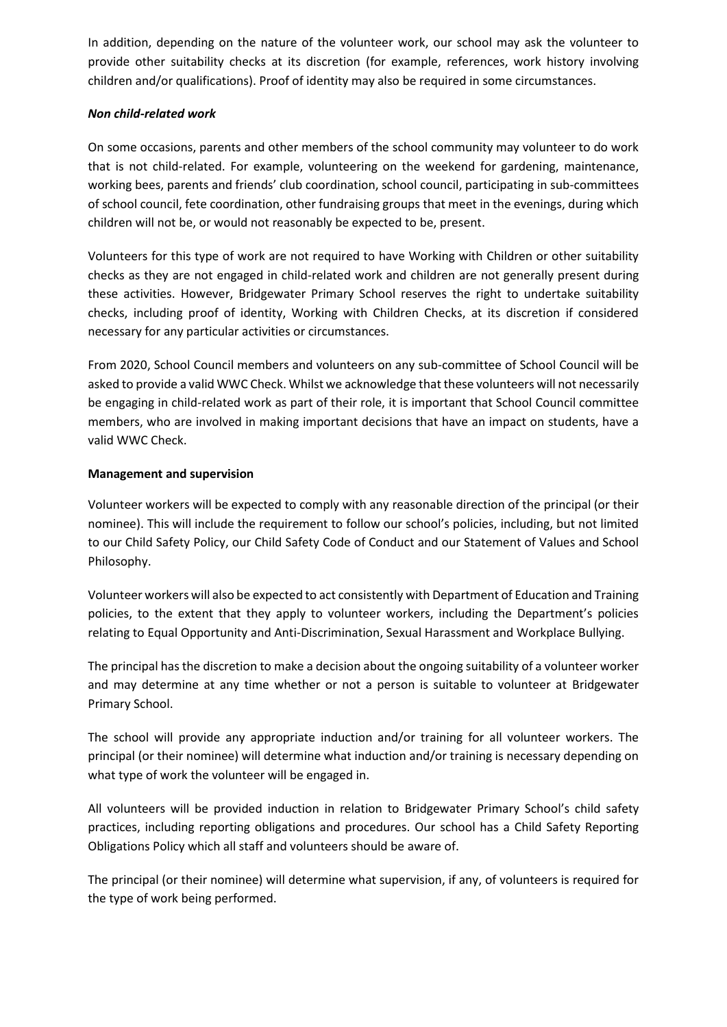In addition, depending on the nature of the volunteer work, our school may ask the volunteer to provide other suitability checks at its discretion (for example, references, work history involving children and/or qualifications). Proof of identity may also be required in some circumstances.

***Non child-related work***

On some occasions, parents and other members of the school community may volunteer to do work that is not child-related. For example, volunteering on the weekend for gardening, maintenance, working bees, parents and friends' club coordination, school council, participating in sub-committees of school council, fete coordination, other fundraising groups that meet in the evenings, during which children will not be, or would not reasonably be expected to be, present.

Volunteers for this type of work are not required to have Working with Children or other suitability checks as they are not engaged in child-related work and children are not generally present during these activities. However, Bridgewater Primary School reserves the right to undertake suitability checks, including proof of identity, Working with Children Checks, at its discretion if considered necessary for any particular activities or circumstances.

From 2020, School Council members and volunteers on any sub-committee of School Council will be asked to provide a valid WWC Check. Whilst we acknowledge that these volunteers will not necessarily be engaging in child-related work as part of their role, it is important that School Council committee members, who are involved in making important decisions that have an impact on students, have a valid WWC Check.

**Management and supervision**

Volunteer workers will be expected to comply with any reasonable direction of the principal (or their nominee). This will include the requirement to follow our school's policies, including, but not limited to our Child Safety Policy, our Child Safety Code of Conduct and our Statement of Values and School Philosophy.

Volunteer workers will also be expected to act consistently with Department of Education and Training policies, to the extent that they apply to volunteer workers, including the Department's policies relating to Equal Opportunity and Anti-Discrimination, Sexual Harassment and Workplace Bullying.

The principal has the discretion to make a decision about the ongoing suitability of a volunteer worker and may determine at any time whether or not a person is suitable to volunteer at Bridgewater Primary School.

The school will provide any appropriate induction and/or training for all volunteer workers. The principal (or their nominee) will determine what induction and/or training is necessary depending on what type of work the volunteer will be engaged in.

All volunteers will be provided induction in relation to Bridgewater Primary School's child safety practices, including reporting obligations and procedures. Our school has a Child Safety Reporting Obligations Policy which all staff and volunteers should be aware of.

The principal (or their nominee) will determine what supervision, if any, of volunteers is required for the type of work being performed.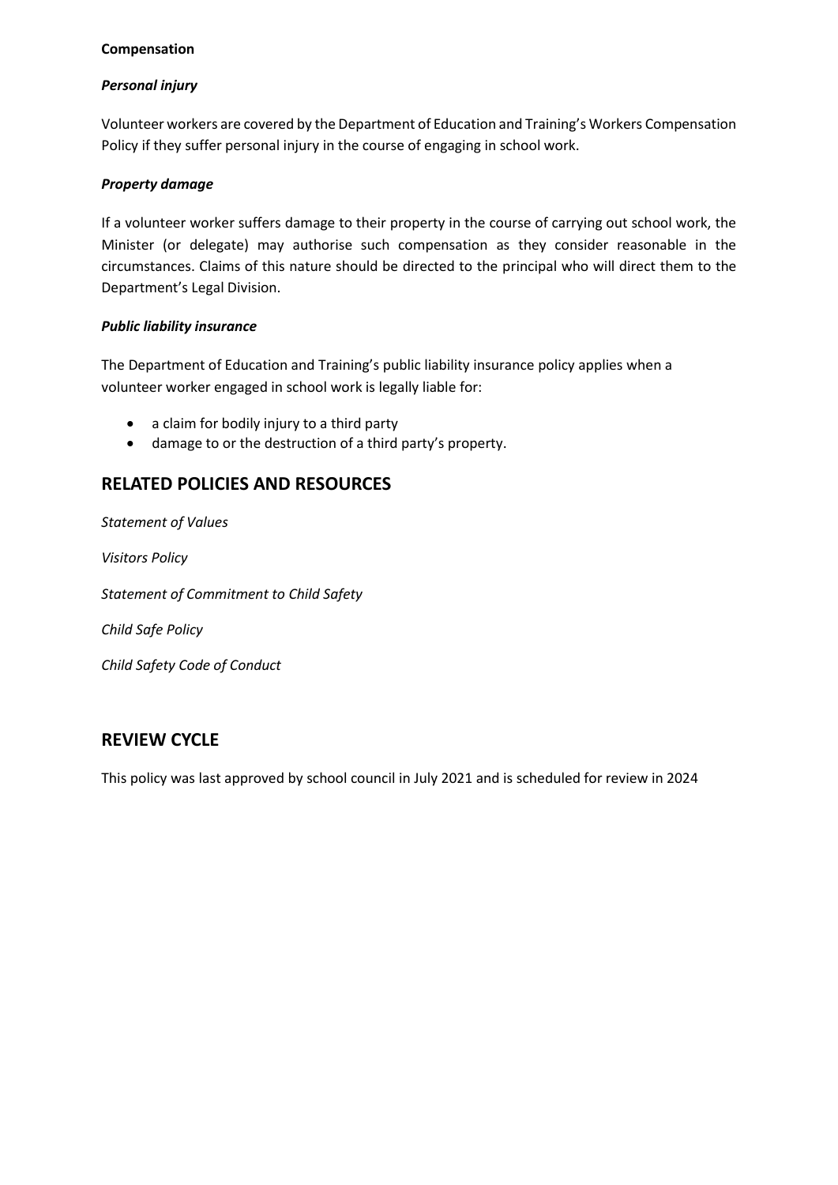**Compensation**

***Personal injury***

Volunteer workers are covered by the Department of Education and Training's Workers Compensation Policy if they suffer personal injury in the course of engaging in school work.

***Property damage***

If a volunteer worker suffers damage to their property in the course of carrying out school work, the Minister (or delegate) may authorise such compensation as they consider reasonable in the circumstances. Claims of this nature should be directed to the principal who will direct them to the Department's Legal Division.

***Public liability insurance***

The Department of Education and Training's public liability insurance policy applies when a volunteer worker engaged in school work is legally liable for:

- a claim for bodily injury to a third party
- damage to or the destruction of a third party's property.

## RELATED POLICIES AND RESOURCES

*Statement of Values*

*Visitors Policy*

*Statement of Commitment to Child Safety*

*Child Safe Policy*

*Child Safety Code of Conduct*

## REVIEW CYCLE

This policy was last approved by school council in July 2021 and is scheduled for review in 2024